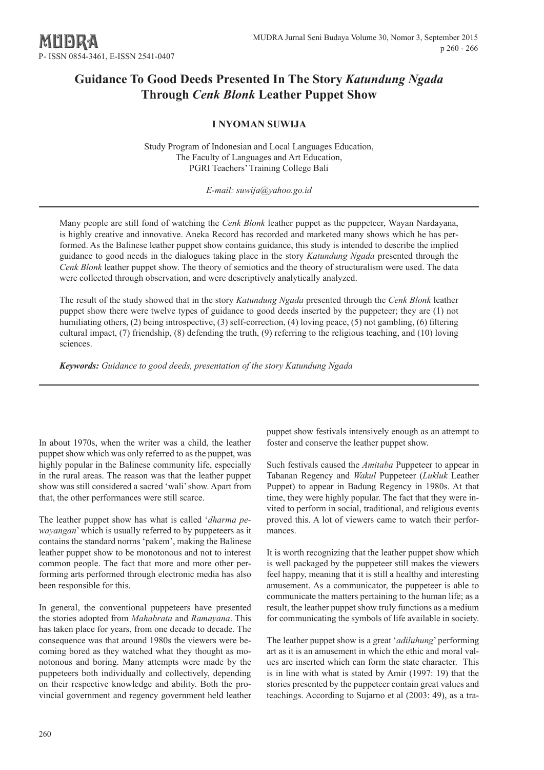MUDRA

P- ISSN 0854-3461, E-ISSN 2541-0407

# Guidance To Good Deeds Presented In The Story *Katundung Ngada* Through *Cenk Blonk* Leather Puppet Show

**I NYOMAN SUWIJA**

Study Program of Indonesian and Local Languages Education,
The Faculty of Languages and Art Education,
PGRI Teachers' Training College Bali

*E-mail: suwija@yahoo.go.id*

Many people are still fond of watching the *Cenk Blonk* leather puppet as the puppeteer, Wayan Nardayana, is highly creative and innovative. Aneka Record has recorded and marketed many shows which he has performed. As the Balinese leather puppet show contains guidance, this study is intended to describe the implied guidance to good needs in the dialogues taking place in the story *Katundung Ngada* presented through the *Cenk Blonk* leather puppet show. The theory of semiotics and the theory of structuralism were used. The data were collected through observation, and were descriptively analytically analyzed.

The result of the study showed that in the story *Katundung Ngada* presented through the *Cenk Blonk* leather puppet show there were twelve types of guidance to good deeds inserted by the puppeteer; they are (1) not humiliating others, (2) being introspective, (3) self-correction, (4) loving peace, (5) not gambling, (6) filtering cultural impact, (7) friendship, (8) defending the truth, (9) referring to the religious teaching, and (10) loving sciences.

***Keywords:*** *Guidance to good deeds, presentation of the story Katundung Ngada*

In about 1970s, when the writer was a child, the leather puppet show which was only referred to as the puppet, was highly popular in the Balinese community life, especially in the rural areas. The reason was that the leather puppet show was still considered a sacred 'wali' show. Apart from that, the other performances were still scarce.

The leather puppet show has what is called '*dharma pewayangan*' which is usually referred to by puppeteers as it contains the standard norms 'pakem', making the Balinese leather puppet show to be monotonous and not to interest common people. The fact that more and more other performing arts performed through electronic media has also been responsible for this.

In general, the conventional puppeteers have presented the stories adopted from *Mahabrata* and *Ramayana*. This has taken place for years, from one decade to decade. The consequence was that around 1980s the viewers were becoming bored as they watched what they thought as monotonous and boring. Many attempts were made by the puppeteers both individually and collectively, depending on their respective knowledge and ability. Both the provincial government and regency government held leather puppet show festivals intensively enough as an attempt to foster and conserve the leather puppet show.

Such festivals caused the *Amitaba* Puppeteer to appear in Tabanan Regency and *Wakul* Puppeteer (*Lukluk* Leather Puppet) to appear in Badung Regency in 1980s. At that time, they were highly popular. The fact that they were invited to perform in social, traditional, and religious events proved this. A lot of viewers came to watch their performances.

It is worth recognizing that the leather puppet show which is well packaged by the puppeteer still makes the viewers feel happy, meaning that it is still a healthy and interesting amusement. As a communicator, the puppeteer is able to communicate the matters pertaining to the human life; as a result, the leather puppet show truly functions as a medium for communicating the symbols of life available in society.

The leather puppet show is a great '*adiluhung*' performing art as it is an amusement in which the ethic and moral values are inserted which can form the state character. This is in line with what is stated by Amir (1997: 19) that the stories presented by the puppeteer contain great values and teachings. According to Sujarno et al (2003: 49), as a tra-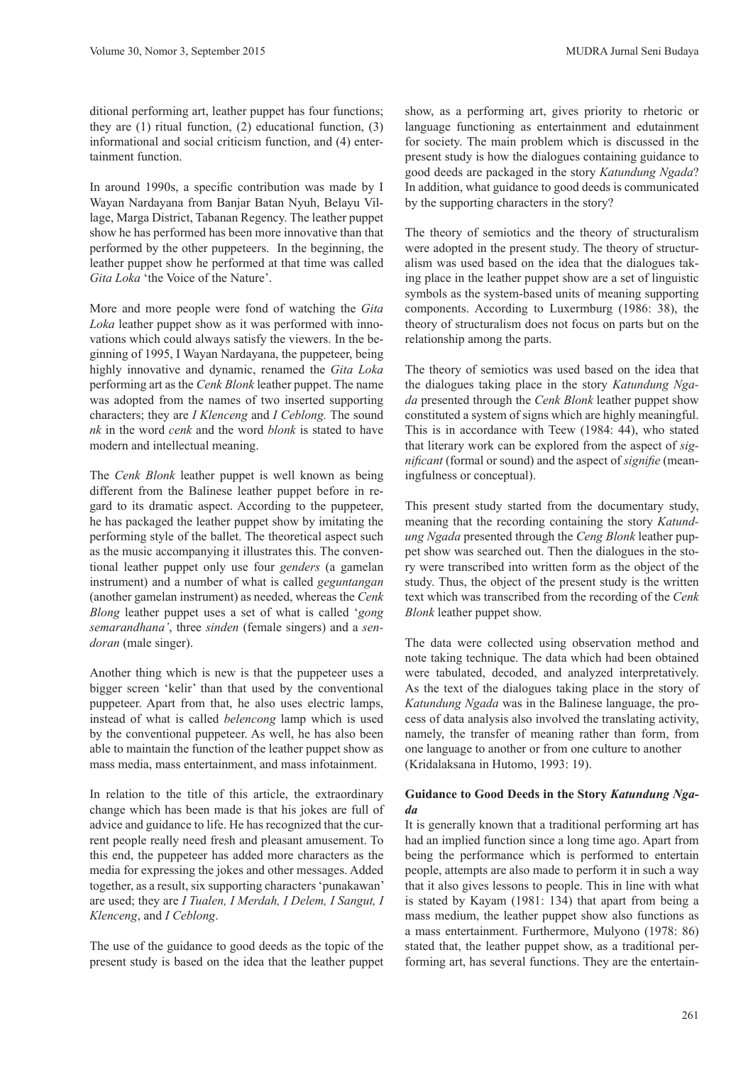ditional performing art, leather puppet has four functions; they are (1) ritual function, (2) educational function, (3) informational and social criticism function, and (4) entertainment function.

In around 1990s, a specific contribution was made by I Wayan Nardayana from Banjar Batan Nyuh, Belayu Village, Marga District, Tabanan Regency. The leather puppet show he has performed has been more innovative than that performed by the other puppeteers. In the beginning, the leather puppet show he performed at that time was called *Gita Loka* 'the Voice of the Nature'.

More and more people were fond of watching the *Gita Loka* leather puppet show as it was performed with innovations which could always satisfy the viewers. In the beginning of 1995, I Wayan Nardayana, the puppeteer, being highly innovative and dynamic, renamed the *Gita Loka* performing art as the *Cenk Blonk* leather puppet. The name was adopted from the names of two inserted supporting characters; they are *I Klenceng* and *I Ceblong.* The sound *nk* in the word *cenk* and the word *blonk* is stated to have modern and intellectual meaning.

The *Cenk Blonk* leather puppet is well known as being different from the Balinese leather puppet before in regard to its dramatic aspect. According to the puppeteer, he has packaged the leather puppet show by imitating the performing style of the ballet. The theoretical aspect such as the music accompanying it illustrates this. The conventional leather puppet only use four *genders* (a gamelan instrument) and a number of what is called *geguntangan* (another gamelan instrument) as needed, whereas the *Cenk Blong* leather puppet uses a set of what is called '*gong semarandhana'*, three *sinden* (female singers) and a *sendoran* (male singer).

Another thing which is new is that the puppeteer uses a bigger screen 'kelir' than that used by the conventional puppeteer. Apart from that, he also uses electric lamps, instead of what is called *belencong* lamp which is used by the conventional puppeteer. As well, he has also been able to maintain the function of the leather puppet show as mass media, mass entertainment, and mass infotainment.

In relation to the title of this article, the extraordinary change which has been made is that his jokes are full of advice and guidance to life. He has recognized that the current people really need fresh and pleasant amusement. To this end, the puppeteer has added more characters as the media for expressing the jokes and other messages. Added together, as a result, six supporting characters 'punakawan' are used; they are *I Tualen, I Merdah, I Delem, I Sangut, I Klenceng*, and *I Ceblong*.

The use of the guidance to good deeds as the topic of the present study is based on the idea that the leather puppet show, as a performing art, gives priority to rhetoric or language functioning as entertainment and edutainment for society. The main problem which is discussed in the present study is how the dialogues containing guidance to good deeds are packaged in the story *Katundung Ngada*? In addition, what guidance to good deeds is communicated by the supporting characters in the story?

The theory of semiotics and the theory of structuralism were adopted in the present study. The theory of structuralism was used based on the idea that the dialogues taking place in the leather puppet show are a set of linguistic symbols as the system-based units of meaning supporting components. According to Luxermburg (1986: 38), the theory of structuralism does not focus on parts but on the relationship among the parts.

The theory of semiotics was used based on the idea that the dialogues taking place in the story *Katundung Ngada* presented through the *Cenk Blonk* leather puppet show constituted a system of signs which are highly meaningful. This is in accordance with Teew (1984: 44), who stated that literary work can be explored from the aspect of *significant* (formal or sound) and the aspect of *signifie* (meaningfulness or conceptual).

This present study started from the documentary study, meaning that the recording containing the story *Katundung Ngada* presented through the *Ceng Blonk* leather puppet show was searched out. Then the dialogues in the story were transcribed into written form as the object of the study. Thus, the object of the present study is the written text which was transcribed from the recording of the *Cenk Blonk* leather puppet show.

The data were collected using observation method and note taking technique. The data which had been obtained were tabulated, decoded, and analyzed interpretatively. As the text of the dialogues taking place in the story of *Katundung Ngada* was in the Balinese language, the process of data analysis also involved the translating activity, namely, the transfer of meaning rather than form, from one language to another or from one culture to another (Kridalaksana in Hutomo, 1993: 19).

**Guidance to Good Deeds in the Story *Katundung Ngada***

It is generally known that a traditional performing art has had an implied function since a long time ago. Apart from being the performance which is performed to entertain people, attempts are also made to perform it in such a way that it also gives lessons to people. This in line with what is stated by Kayam (1981: 134) that apart from being a mass medium, the leather puppet show also functions as a mass entertainment. Furthermore, Mulyono (1978: 86) stated that, the leather puppet show, as a traditional performing art, has several functions. They are the entertain-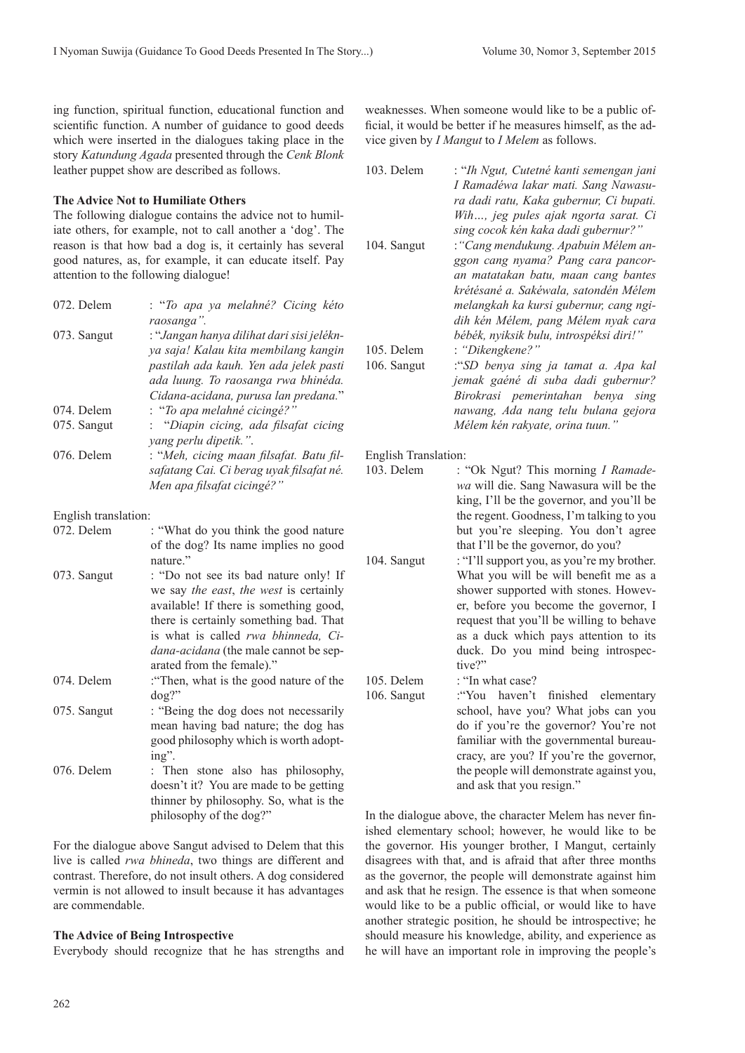ing function, spiritual function, educational function and scientific function. A number of guidance to good deeds which were inserted in the dialogues taking place in the story *Katundung Agada* presented through the *Cenk Blonk* leather puppet show are described as follows.

### The Advice Not to Humiliate Others

The following dialogue contains the advice not to humiliate others, for example, not to call another a 'dog'. The reason is that how bad a dog is, it certainly has several good natures, as, for example, it can educate itself. Pay attention to the following dialogue!

072. Delem : "*To apa ya melahné? Cicing kéto raosanga".*

073. Sangut : "*Jangan hanya dilihat dari sisi jeléknya saja! Kalau kita membilang kangin pastilah ada kauh. Yen ada jelek pasti ada luung. To raosanga rwa bhinéda. Cidana-acidana, purusa lan predana.*"

074. Delem : "*To apa melahné cicingé?"*

075. Sangut : "*Diapin cicing, ada filsafat cicing yang perlu dipetik.".*

076. Delem : "*Meh, cicing maan filsafat. Batu filsafatang Cai. Ci berag uyak filsafat né. Men apa filsafat cicingé?"*

English translation:

072. Delem : "What do you think the good nature of the dog? Its name implies no good nature."

073. Sangut : "Do not see its bad nature only! If we say *the east*, *the west* is certainly available! If there is something good, there is certainly something bad. That is what is called *rwa bhinneda, Cidana-acidana* (the male cannot be separated from the female)."

074. Delem :"Then, what is the good nature of the dog?"

075. Sangut : "Being the dog does not necessarily mean having bad nature; the dog has good philosophy which is worth adopting".

076. Delem : Then stone also has philosophy, doesn't it? You are made to be getting thinner by philosophy. So, what is the philosophy of the dog?"

For the dialogue above Sangut advised to Delem that this live is called *rwa bhineda*, two things are different and contrast. Therefore, do not insult others. A dog considered vermin is not allowed to insult because it has advantages are commendable.

### The Advice of Being Introspective

Everybody should recognize that he has strengths and weaknesses. When someone would like to be a public official, it would be better if he measures himself, as the advice given by *I Mangut* to *I Melem* as follows.

103. Delem : "*Ih Ngut, Cutetné kanti semengan jani I Ramadéwa lakar mati. Sang Nawasura dadi ratu, Kaka gubernur, Ci bupati. Wih…, jeg pules ajak ngorta sarat. Ci sing cocok kén kaka dadi gubernur?"*

104. Sangut :*"Cang mendukung. Apabuin Mélem anggon cang nyama? Pang cara pancoran matatakan batu, maan cang bantes krétésané a. Sakéwala, satondén Mélem melangkah ka kursi gubernur, cang ngidih kén Mélem, pang Mélem nyak cara bébék, nyiksik bulu, introspéksi diri!"*

105. Delem : *"Dikengkene?"*

106. Sangut :"*SD benya sing ja tamat a. Apa kal jemak gaéné di suba dadi gubernur? Birokrasi pemerintahan benya sing nawang, Ada nang telu bulana gejora Mélem kén rakyate, orina tuun."*

English Translation:

103. Delem : "Ok Ngut? This morning *I Ramadewa* will die. Sang Nawasura will be the king, I'll be the governor, and you'll be the regent. Goodness, I'm talking to you but you're sleeping. You don't agree that I'll be the governor, do you?

104. Sangut : "I'll support you, as you're my brother. What you will be will benefit me as a shower supported with stones. However, before you become the governor, I request that you'll be willing to behave as a duck which pays attention to its duck. Do you mind being introspective?"

105. Delem : "In what case?

106. Sangut :"You haven't finished elementary school, have you? What jobs can you do if you're the governor? You're not familiar with the governmental bureaucracy, are you? If you're the governor, the people will demonstrate against you, and ask that you resign."

In the dialogue above, the character Melem has never finished elementary school; however, he would like to be the governor. His younger brother, I Mangut, certainly disagrees with that, and is afraid that after three months as the governor, the people will demonstrate against him and ask that he resign. The essence is that when someone would like to be a public official, or would like to have another strategic position, he should be introspective; he should measure his knowledge, ability, and experience as he will have an important role in improving the people's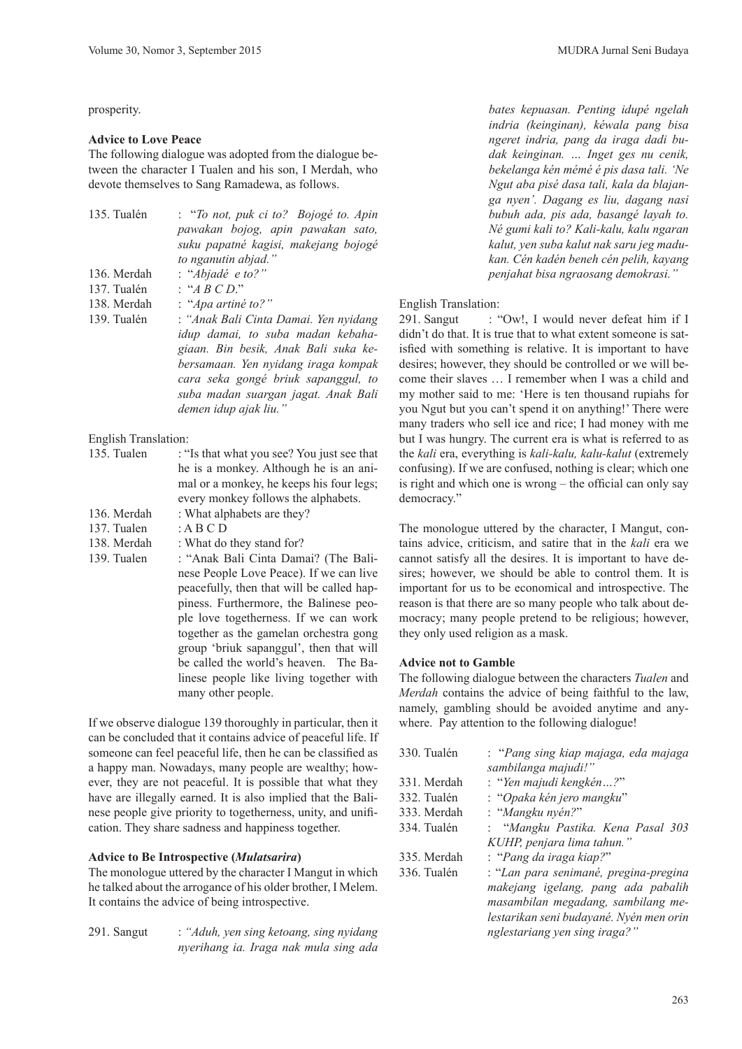prosperity.

**Advice to Love Peace**

The following dialogue was adopted from the dialogue between the character I Tualen and his son, I Merdah, who devote themselves to Sang Ramadewa, as follows.

135. Tualén : "*To not, puk ci to? Bojogé to. Apin pawakan bojog, apin pawakan sato, suku papatné kagisi, makejang bojogé to nganutin abjad.*"
136. Merdah : "*Abjadé e to?*"
137. Tualén : "*A B C D*."
138. Merdah : "*Apa artiné to?*"
139. Tualén : *"Anak Bali Cinta Damai. Yen nyidang idup damai, to suba madan kebahagiaan. Bin besik, Anak Bali suka kebersamaan. Yen nyidang iraga kompak cara seka gongé briuk sapanggul, to suba madan suargan jagat. Anak Bali demen idup ajak liu."*

English Translation:

135. Tualen : "Is that what you see? You just see that he is a monkey. Although he is an animal or a monkey, he keeps his four legs; every monkey follows the alphabets.
136. Merdah : What alphabets are they?
137. Tualen : A B C D
138. Merdah : What do they stand for?
139. Tualen : "Anak Bali Cinta Damai? (The Balinese People Love Peace). If we can live peacefully, then that will be called happiness. Furthermore, the Balinese people love togetherness. If we can work together as the gamelan orchestra gong group 'briuk sapanggul', then that will be called the world's heaven. The Balinese people like living together with many other people.

If we observe dialogue 139 thoroughly in particular, then it can be concluded that it contains advice of peaceful life. If someone can feel peaceful life, then he can be classified as a happy man. Nowadays, many people are wealthy; however, they are not peaceful. It is possible that what they have are illegally earned. It is also implied that the Balinese people give priority to togetherness, unity, and unification. They share sadness and happiness together.

**Advice to Be Introspective (*Mulatsarira*)**

The monologue uttered by the character I Mangut in which he talked about the arrogance of his older brother, I Melem. It contains the advice of being introspective.

291. Sangut : *"Aduh, yen sing ketoang, sing nyidang nyerihang ia. Iraga nak mula sing ada bates kepuasan. Penting idupé ngelah indria (keinginan), kéwala pang bisa ngeret indria, pang da iraga dadi budak keinginan. … Inget ges nu cenik, bekelanga kén mémé é pis dasa tali. 'Ne Ngut aba pisé dasa tali, kala da blajanga nyen'. Dagang es liu, dagang nasi bubuh ada, pis ada, basangé layah to. Né gumi kali to? Kali-kalu, kalu ngaran kalut, yen suba kalut nak saru jeg madukan. Cén kadén beneh cén pelih, kayang penjahat bisa ngraosang demokrasi."*

English Translation:

291. Sangut : "Ow!, I would never defeat him if I didn't do that. It is true that to what extent someone is satisfied with something is relative. It is important to have desires; however, they should be controlled or we will become their slaves … I remember when I was a child and my mother said to me: 'Here is ten thousand rupiahs for you Ngut but you can't spend it on anything!' There were many traders who sell ice and rice; I had money with me but I was hungry. The current era is what is referred to as the *kali* era, everything is *kali-kalu, kalu-kalut* (extremely confusing). If we are confused, nothing is clear; which one is right and which one is wrong – the official can only say democracy."

The monologue uttered by the character, I Mangut, contains advice, criticism, and satire that in the *kali* era we cannot satisfy all the desires. It is important to have desires; however, we should be able to control them. It is important for us to be economical and introspective. The reason is that there are so many people who talk about democracy; many people pretend to be religious; however, they only used religion as a mask.

**Advice not to Gamble**

The following dialogue between the characters *Tualen* and *Merdah* contains the advice of being faithful to the law, namely, gambling should be avoided anytime and anywhere. Pay attention to the following dialogue!

330. Tualén : "*Pang sing kiap majaga, eda majaga sambilanga majudi!*"
331. Merdah : "*Yen majudi kengkén…?*"
332. Tualén : "*Opaka kén jero mangku*"
333. Merdah : "*Mangku nyén?*"
334. Tualén : "*Mangku Pastika. Kena Pasal 303 KUHP, penjara lima tahun.*"
335. Merdah : "*Pang da iraga kiap?*"
336. Tualén : "*Lan para senimané, pregina-pregina makejang igelang, pang ada pabalih masambilan megadang, sambilang melestarikan seni budayané. Nyén men orin nglestariang yen sing iraga?*"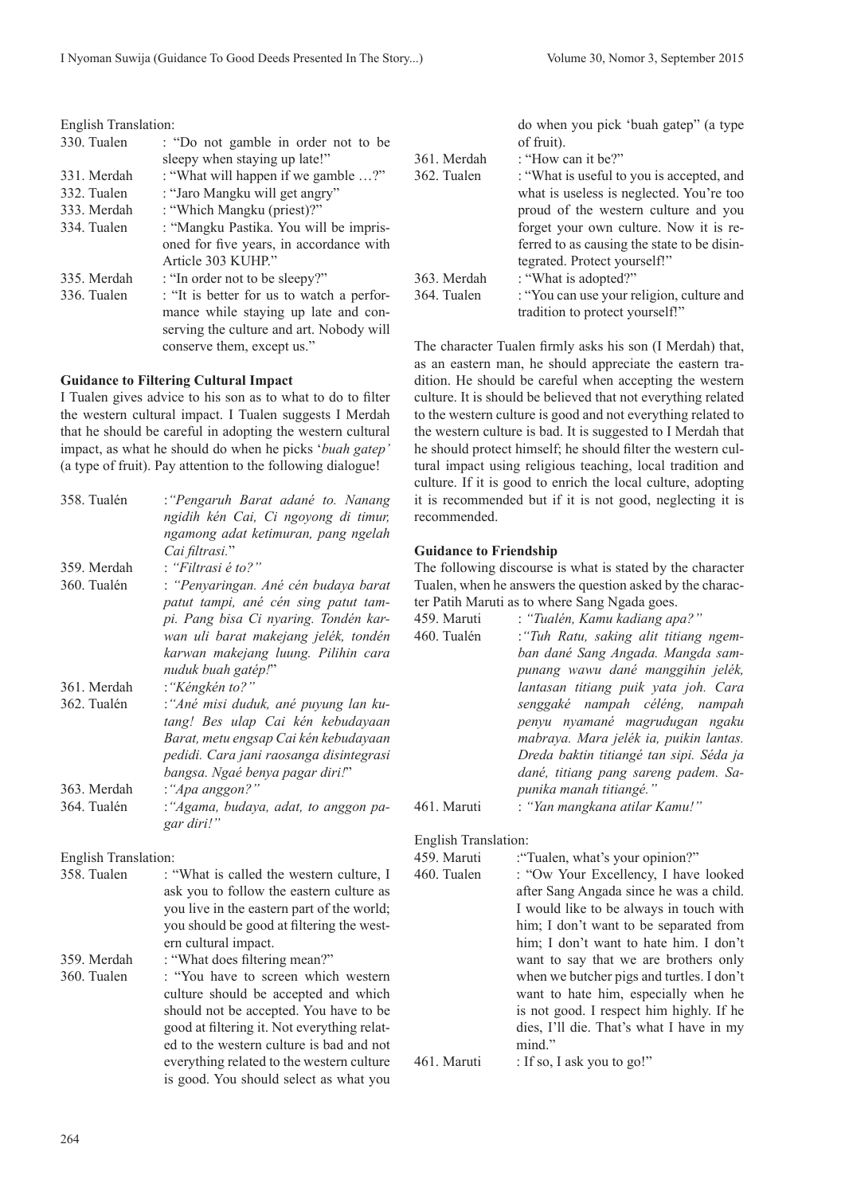English Translation:

| | |
|---|---|
| 330. Tualen | : "Do not gamble in order not to be sleepy when staying up late!" |
| 331. Merdah | : "What will happen if we gamble …?" |
| 332. Tualen | : "Jaro Mangku will get angry" |
| 333. Merdah | : "Which Mangku (priest)?" |
| 334. Tualen | : "Mangku Pastika. You will be imprisoned for five years, in accordance with Article 303 KUHP." |
| 335. Merdah | : "In order not to be sleepy?" |
| 336. Tualen | : "It is better for us to watch a performance while staying up late and conserving the culture and art. Nobody will conserve them, except us." |

**Guidance to Filtering Cultural Impact**

I Tualen gives advice to his son as to what to do to filter the western cultural impact. I Tualen suggests I Merdah that he should be careful in adopting the western cultural impact, as what he should do when he picks '*buah gatep'* (a type of fruit). Pay attention to the following dialogue!

| | |
|---|---|
| 358. Tualén | :*"Pengaruh Barat adané to. Nanang ngidih kén Cai, Ci ngoyong di timur, ngamong adat ketimuran, pang ngelah Cai filtrasi.*" |
| 359. Merdah | : *"Filtrasi é to?"* |
| 360. Tualén | : *"Penyaringan. Ané cén budaya barat patut tampi, ané cén sing patut tampi. Pang bisa Ci nyaring. Tondén karwan uli barat makejang jelék, tondén karwan makejang luung. Pilihin cara nuduk buah gatép!*" |
| 361. Merdah | :*"Kéngkén to?"* |
| 362. Tualén | :*"Ané misi duduk, ané puyung lan kutang! Bes ulap Cai kén kebudayaan Barat, metu engsap Cai kén kebudayaan pedidi. Cara jani raosanga disintegrasi bangsa. Ngaé benya pagar diri!*" |
| 363. Merdah | :*"Apa anggon?"* |
| 364. Tualén | :*"Agama, budaya, adat, to anggon pagar diri!"* |

English Translation:

| | |
|---|---|
| 358. Tualen | : "What is called the western culture, I ask you to follow the eastern culture as you live in the eastern part of the world; you should be good at filtering the western cultural impact. |
| 359. Merdah | : "What does filtering mean?" |
| 360. Tualen | : "You have to screen which western culture should be accepted and which should not be accepted. You have to be good at filtering it. Not everything related to the western culture is bad and not everything related to the western culture is good. You should select as what you do when you pick 'buah gatep" (a type of fruit). |
| 361. Merdah | : "How can it be?" |
| 362. Tualen | : "What is useful to you is accepted, and what is useless is neglected. You're too proud of the western culture and you forget your own culture. Now it is referred to as causing the state to be disintegrated. Protect yourself!" |
| 363. Merdah | : "What is adopted?" |
| 364. Tualen | : "You can use your religion, culture and tradition to protect yourself!" |

The character Tualen firmly asks his son (I Merdah) that, as an eastern man, he should appreciate the eastern tradition. He should be careful when accepting the western culture. It is should be believed that not everything related to the western culture is good and not everything related to the western culture is bad. It is suggested to I Merdah that he should protect himself; he should filter the western cultural impact using religious teaching, local tradition and culture. If it is good to enrich the local culture, adopting it is recommended but if it is not good, neglecting it is recommended.

**Guidance to Friendship**

The following discourse is what is stated by the character Tualen, when he answers the question asked by the character Patih Maruti as to where Sang Ngada goes.

| | |
|---|---|
| 459. Maruti | : *"Tualén, Kamu kadiang apa?"* |
| 460. Tualén | :*"Tuh Ratu, saking alit titiang ngemban dané Sang Angada. Mangda sampunang wawu dané manggihin jelék, lantasan titiang puik yata joh. Cara senggaké nampah céléng, nampah penyu nyamané magrudugan ngaku mabraya. Mara jelék ia, puikin lantas. Dreda baktin titiangé tan sipi. Séda ja dané, titiang pang sareng padem. Sapunika manah titiangé."* |
| 461. Maruti | : *"Yan mangkana atilar Kamu!"* |

English Translation:

| | |
|---|---|
| 459. Maruti | :"Tualen, what's your opinion?" |
| 460. Tualen | : "Ow Your Excellency, I have looked after Sang Angada since he was a child. I would like to be always in touch with him; I don't want to be separated from him; I don't want to hate him. I don't want to say that we are brothers only when we butcher pigs and turtles. I don't want to hate him, especially when he is not good. I respect him highly. If he dies, I'll die. That's what I have in my mind." |
| 461. Maruti | : If so, I ask you to go!" |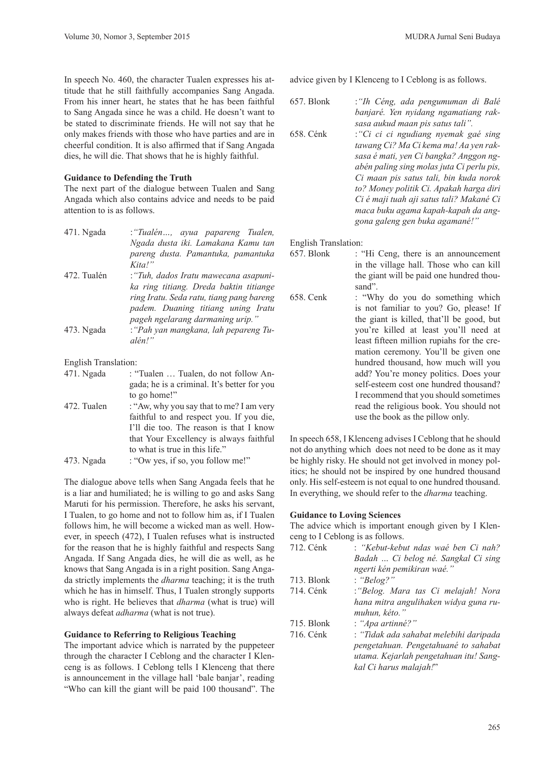In speech No. 460, the character Tualen expresses his attitude that he still faithfully accompanies Sang Angada. From his inner heart, he states that he has been faithful to Sang Angada since he was a child. He doesn't want to be stated to discriminate friends. He will not say that he only makes friends with those who have parties and are in cheerful condition. It is also affirmed that if Sang Angada dies, he will die. That shows that he is highly faithful.

**Guidance to Defending the Truth**

The next part of the dialogue between Tualen and Sang Angada which also contains advice and needs to be paid attention to is as follows.

471. Ngada : *"Tualén..., ayua papareng Tualen, Ngada dusta iki. Lamakana Kamu tan pareng dusta. Pamantuka, pamantuka Kita!"*
472. Tualén : *"Tuh, dados Iratu mawecana asapunika ring titiang. Dreda baktin titiange ring Iratu. Seda ratu, tiang pang bareng padem. Duaning titiang uning Iratu pageh ngelarang darmaning urip."*
473. Ngada : *"Pah yan mangkana, lah pepareng Tualén!"*

English Translation:

471. Ngada : "Tualen … Tualen, do not follow Angada; he is a criminal. It's better for you to go home!"
472. Tualen : "Aw, why you say that to me? I am very faithful to and respect you. If you die, I'll die too. The reason is that I know that Your Excellency is always faithful to what is true in this life."
473. Ngada : "Ow yes, if so, you follow me!"

The dialogue above tells when Sang Angada feels that he is a liar and humiliated; he is willing to go and asks Sang Maruti for his permission. Therefore, he asks his servant, I Tualen, to go home and not to follow him as, if I Tualen follows him, he will become a wicked man as well. However, in speech (472), I Tualen refuses what is instructed for the reason that he is highly faithful and respects Sang Angada. If Sang Angada dies, he will die as well, as he knows that Sang Angada is in a right position. Sang Angada strictly implements the *dharma* teaching; it is the truth which he has in himself. Thus, I Tualen strongly supports who is right. He believes that *dharma* (what is true) will always defeat *adharma* (what is not true).

**Guidance to Referring to Religious Teaching**

The important advice which is narrated by the puppeteer through the character I Ceblong and the character I Klenceng is as follows. I Ceblong tells I Klenceng that there is announcement in the village hall 'bale banjar', reading "Who can kill the giant will be paid 100 thousand". The advice given by I Klenceng to I Ceblong is as follows.

657. Blonk : *"Ih Céng, ada pengumuman di Balé banjaré. Yen nyidang ngamatiang raksasa aukud maan pis satus tali".*
658. Cénk : *"Ci ci ci ngudiang nyemak gaé sing tawang Ci? Ma Ci kema ma! Aa yen raksasa é mati, yen Ci bangka? Anggon ngabén paling sing molas juta Ci perlu pis, Ci maan pis satus tali, bin kuda norok to? Money politik Ci. Apakah harga diri Ci é maji tuah aji satus tali? Makané Ci maca buku agama kapah-kapah da anggona galeng gen buka agamané!"*

English Translation:

657. Blonk : "Hi Ceng, there is an announcement in the village hall. Those who can kill the giant will be paid one hundred thousand".
658. Cenk : "Why do you do something which is not familiar to you? Go, please! If the giant is killed, that'll be good, but you're killed at least you'll need at least fifteen million rupiahs for the cremation ceremony. You'll be given one hundred thousand, how much will you add? You're money politics. Does your self-esteem cost one hundred thousand? I recommend that you should sometimes read the religious book. You should not use the book as the pillow only.

In speech 658, I Klenceng advises I Ceblong that he should not do anything which does not need to be done as it may be highly risky. He should not get involved in money politics; he should not be inspired by one hundred thousand only. His self-esteem is not equal to one hundred thousand. In everything, we should refer to the *dharma* teaching.

**Guidance to Loving Sciences**

The advice which is important enough given by I Klenceng to I Ceblong is as follows.

712. Cénk : *"Kebut-kebut ndas waé ben Ci nah? Badah … Ci belog né. Sangkal Ci sing ngerti kén pemikiran waé."*
713. Blonk : *"Belog?"*
714. Cénk : *"Belog. Mara tas Ci melajah! Nora hana mitra angulihaken widya guna rumuhun, kéto."*
715. Blonk : *"Apa artinné?"*
716. Cénk : *"Tidak ada sahabat melebihi daripada pengetahuan. Pengetahuané to sahabat utama. Kejarlah pengetahuan itu! Sangkal Ci harus malajah!*"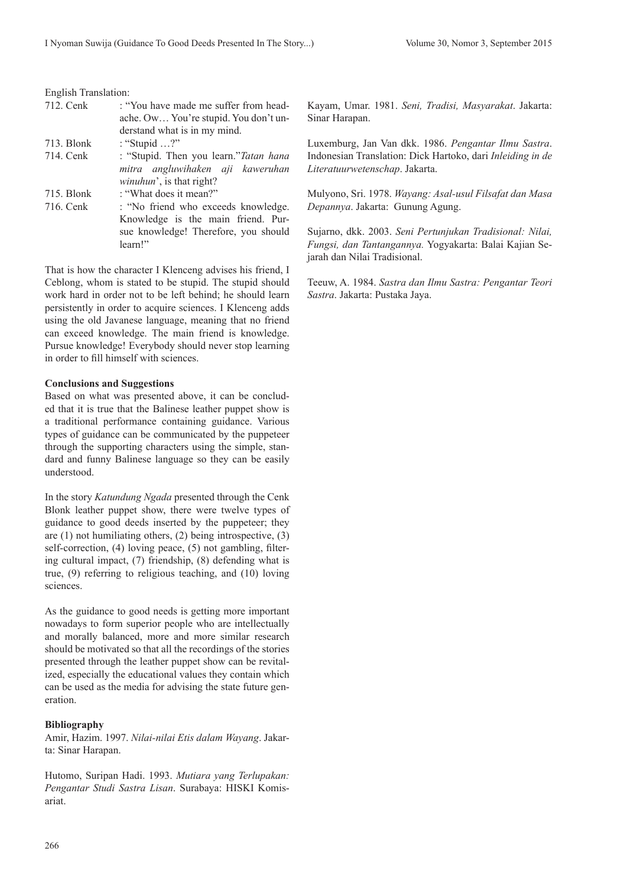English Translation:

| | | |
|---|---|---|
| 712. Cenk | : | "You have made me suffer from headache. Ow… You're stupid. You don't understand what is in my mind. |
| 713. Blonk | : | "Stupid …?" |
| 714. Cenk | : | "Stupid. Then you learn."*Tatan hana mitra angluwihaken aji kaweruhan winuhun*', is that right? |
| 715. Blonk | : | "What does it mean?" |
| 716. Cenk | : | "No friend who exceeds knowledge. Knowledge is the main friend. Pursue knowledge! Therefore, you should learn!" |

That is how the character I Klenceng advises his friend, I Ceblong, whom is stated to be stupid. The stupid should work hard in order not to be left behind; he should learn persistently in order to acquire sciences. I Klenceng adds using the old Javanese language, meaning that no friend can exceed knowledge. The main friend is knowledge. Pursue knowledge! Everybody should never stop learning in order to fill himself with sciences.

**Conclusions and Suggestions**

Based on what was presented above, it can be concluded that it is true that the Balinese leather puppet show is a traditional performance containing guidance. Various types of guidance can be communicated by the puppeteer through the supporting characters using the simple, standard and funny Balinese language so they can be easily understood.

In the story *Katundung Ngada* presented through the Cenk Blonk leather puppet show, there were twelve types of guidance to good deeds inserted by the puppeteer; they are (1) not humiliating others, (2) being introspective, (3) self-correction, (4) loving peace, (5) not gambling, filtering cultural impact, (7) friendship, (8) defending what is true, (9) referring to religious teaching, and (10) loving sciences.

As the guidance to good needs is getting more important nowadays to form superior people who are intellectually and morally balanced, more and more similar research should be motivated so that all the recordings of the stories presented through the leather puppet show can be revitalized, especially the educational values they contain which can be used as the media for advising the state future generation.

**Bibliography**

Amir, Hazim. 1997. *Nilai-nilai Etis dalam Wayang*. Jakarta: Sinar Harapan.

Hutomo, Suripan Hadi. 1993. *Mutiara yang Terlupakan: Pengantar Studi Sastra Lisan*. Surabaya: HISKI Komisariat.

Kayam, Umar. 1981. *Seni, Tradisi, Masyarakat*. Jakarta: Sinar Harapan.

Luxemburg, Jan Van dkk. 1986. *Pengantar Ilmu Sastra*. Indonesian Translation: Dick Hartoko, dari *Inleiding in de Literatuurwetenschap*. Jakarta.

Mulyono, Sri. 1978. *Wayang: Asal-usul Filsafat dan Masa Depannya*. Jakarta: Gunung Agung.

Sujarno, dkk. 2003. *Seni Pertunjukan Tradisional: Nilai, Fungsi, dan Tantangannya.* Yogyakarta: Balai Kajian Sejarah dan Nilai Tradisional.

Teeuw, A. 1984. *Sastra dan Ilmu Sastra: Pengantar Teori Sastra*. Jakarta: Pustaka Jaya.